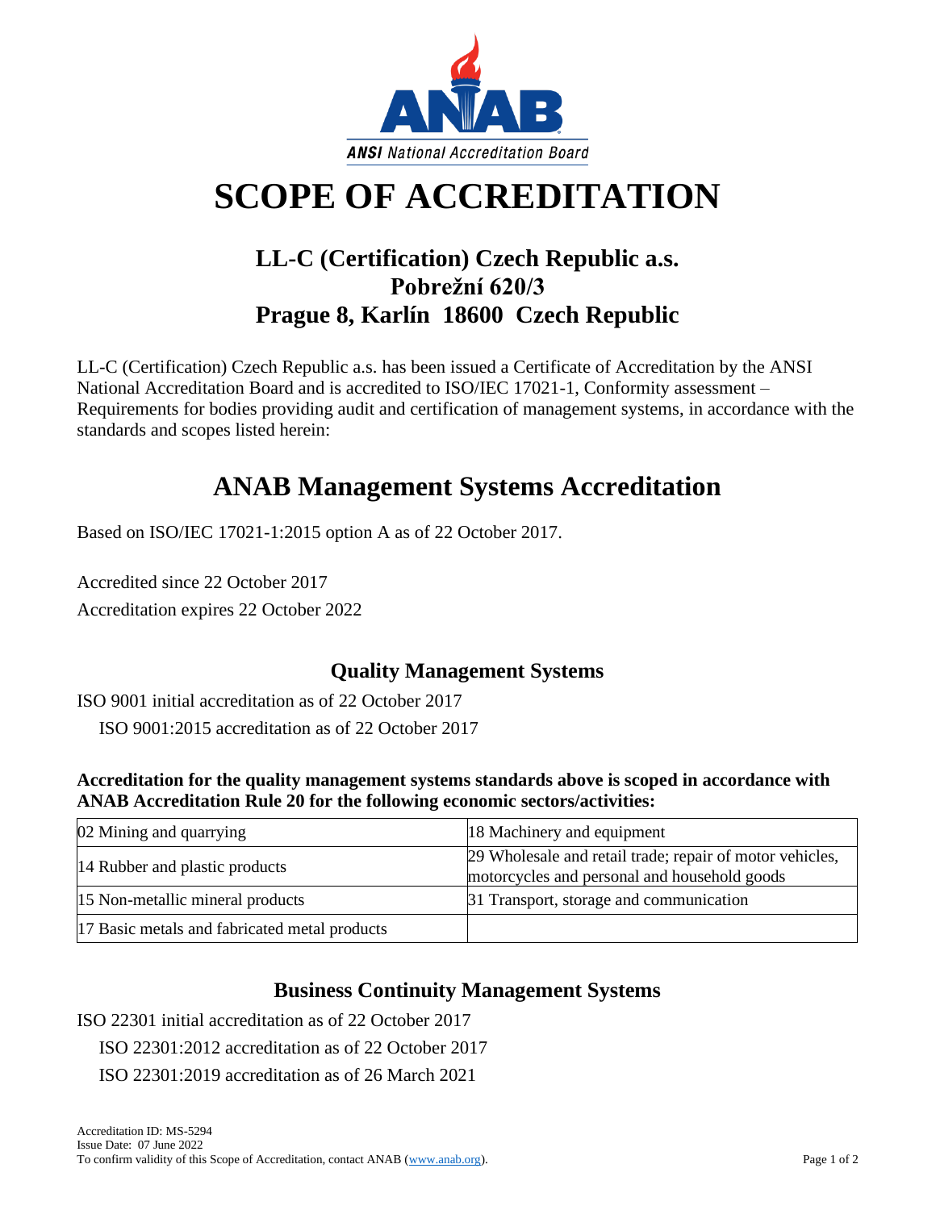ANSI National Accreditation Board

# SCOPE OF ACCREDITATION

## LL-C (Certification) Czech Republic a.s.
## Pobrežní 620/3
## Prague 8, Karlín 18600 Czech Republic

LL-C (Certification) Czech Republic a.s. has been issued a Certificate of Accreditation by the ANSI National Accreditation Board and is accredited to ISO/IEC 17021-1, Conformity assessment – Requirements for bodies providing audit and certification of management systems, in accordance with the standards and scopes listed herein:

## ANAB Management Systems Accreditation

Based on ISO/IEC 17021-1:2015 option A as of 22 October 2017.

Accredited since 22 October 2017

Accreditation expires 22 October 2022

### Quality Management Systems

ISO 9001 initial accreditation as of 22 October 2017

ISO 9001:2015 accreditation as of 22 October 2017

**Accreditation for the quality management systems standards above is scoped in accordance with ANAB Accreditation Rule 20 for the following economic sectors/activities:**

| | |
|---|---|
| 02 Mining and quarrying | 18 Machinery and equipment |
| 14 Rubber and plastic products | 29 Wholesale and retail trade; repair of motor vehicles, motorcycles and personal and household goods |
| 15 Non-metallic mineral products | 31 Transport, storage and communication |
| 17 Basic metals and fabricated metal products | |

### Business Continuity Management Systems

ISO 22301 initial accreditation as of 22 October 2017

ISO 22301:2012 accreditation as of 22 October 2017

ISO 22301:2019 accreditation as of 26 March 2021

Accreditation ID: MS-5294
Issue Date: 07 June 2022
To confirm validity of this Scope of Accreditation, contact ANAB (www.anab.org).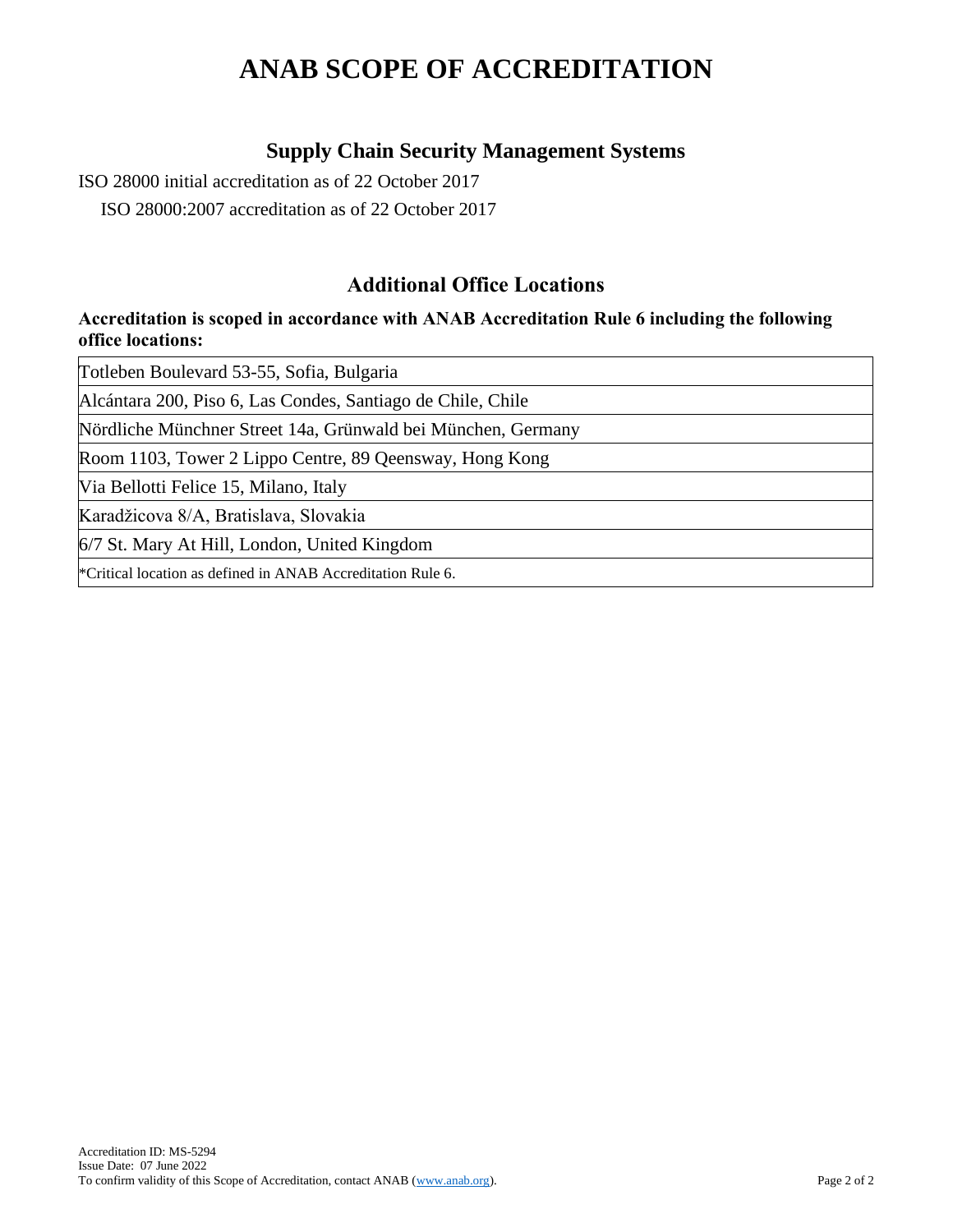# ANAB SCOPE OF ACCREDITATION

## Supply Chain Security Management Systems

ISO 28000 initial accreditation as of 22 October 2017

ISO 28000:2007 accreditation as of 22 October 2017

## Additional Office Locations

**Accreditation is scoped in accordance with ANAB Accreditation Rule 6 including the following office locations:**

| |
|---|
| Totleben Boulevard 53-55, Sofia, Bulgaria |
| Alcántara 200, Piso 6, Las Condes, Santiago de Chile, Chile |
| Nördliche Münchner Street 14a, Grünwald bei München, Germany |
| Room 1103, Tower 2 Lippo Centre, 89 Qeensway, Hong Kong |
| Via Bellotti Felice 15, Milano, Italy |
| Karadžicova 8/A, Bratislava, Slovakia |
| 6/7 St. Mary At Hill, London, United Kingdom |
| *Critical location as defined in ANAB Accreditation Rule 6. |

Accreditation ID: MS-5294
Issue Date: 07 June 2022
To confirm validity of this Scope of Accreditation, contact ANAB (www.anab.org).